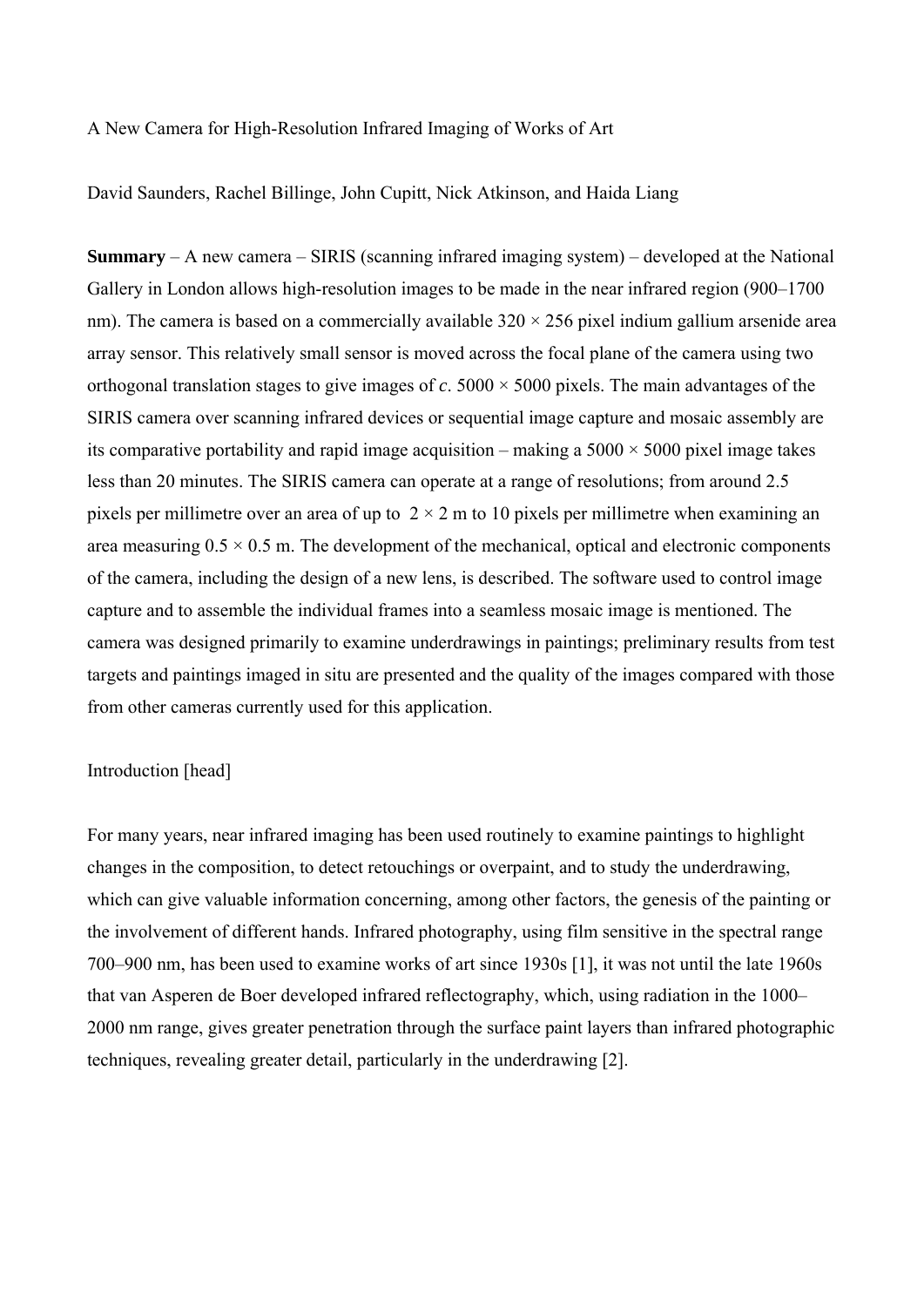# A New Camera for High-Resolution Infrared Imaging of Works of Art

David Saunders, Rachel Billinge, John Cupitt, Nick Atkinson, and Haida Liang

**Summary** – A new camera – SIRIS (scanning infrared imaging system) – developed at the National Gallery in London allows high-resolution images to be made in the near infrared region (900–1700 nm). The camera is based on a commercially available 320 × 256 pixel indium gallium arsenide area array sensor. This relatively small sensor is moved across the focal plane of the camera using two orthogonal translation stages to give images of *c*. 5000 × 5000 pixels. The main advantages of the SIRIS camera over scanning infrared devices or sequential image capture and mosaic assembly are its comparative portability and rapid image acquisition – making a 5000 × 5000 pixel image takes less than 20 minutes. The SIRIS camera can operate at a range of resolutions; from around 2.5 pixels per millimetre over an area of up to 2 × 2 m to 10 pixels per millimetre when examining an area measuring 0.5 × 0.5 m. The development of the mechanical, optical and electronic components of the camera, including the design of a new lens, is described. The software used to control image capture and to assemble the individual frames into a seamless mosaic image is mentioned. The camera was designed primarily to examine underdrawings in paintings; preliminary results from test targets and paintings imaged in situ are presented and the quality of the images compared with those from other cameras currently used for this application.

## Introduction [head]

For many years, near infrared imaging has been used routinely to examine paintings to highlight changes in the composition, to detect retouchings or overpaint, and to study the underdrawing, which can give valuable information concerning, among other factors, the genesis of the painting or the involvement of different hands. Infrared photography, using film sensitive in the spectral range 700–900 nm, has been used to examine works of art since 1930s [1], it was not until the late 1960s that van Asperen de Boer developed infrared reflectography, which, using radiation in the 1000–2000 nm range, gives greater penetration through the surface paint layers than infrared photographic techniques, revealing greater detail, particularly in the underdrawing [2].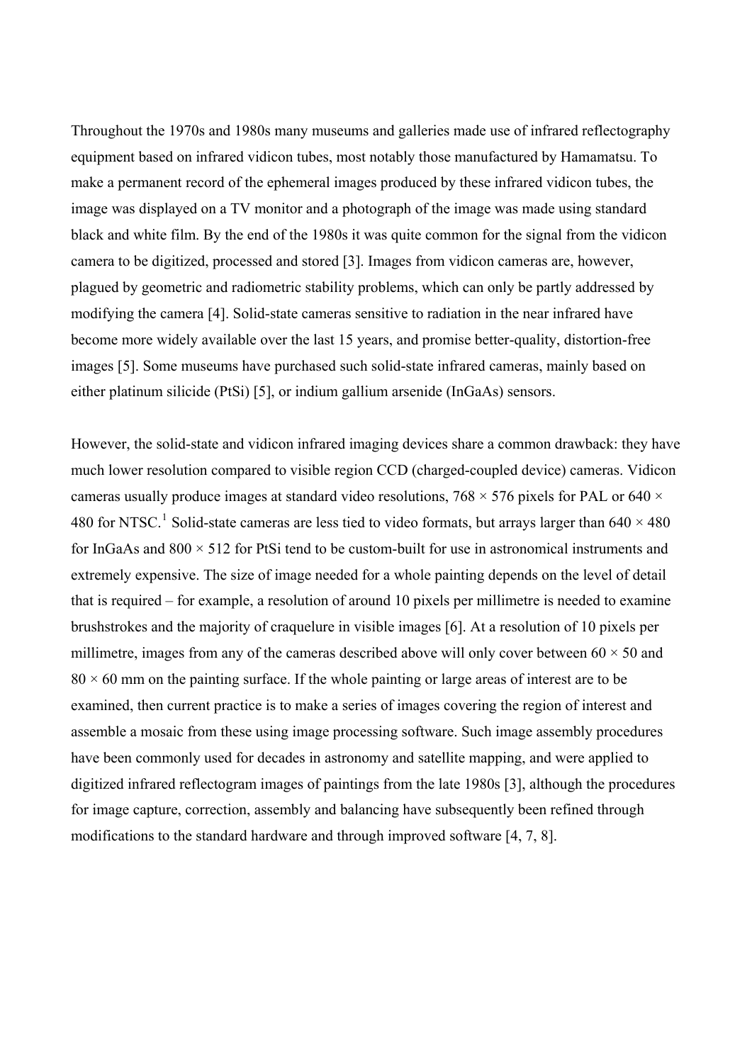Throughout the 1970s and 1980s many museums and galleries made use of infrared reflectography equipment based on infrared vidicon tubes, most notably those manufactured by Hamamatsu. To make a permanent record of the ephemeral images produced by these infrared vidicon tubes, the image was displayed on a TV monitor and a photograph of the image was made using standard black and white film. By the end of the 1980s it was quite common for the signal from the vidicon camera to be digitized, processed and stored [3]. Images from vidicon cameras are, however, plagued by geometric and radiometric stability problems, which can only be partly addressed by modifying the camera [4]. Solid-state cameras sensitive to radiation in the near infrared have become more widely available over the last 15 years, and promise better-quality, distortion-free images [5]. Some museums have purchased such solid-state infrared cameras, mainly based on either platinum silicide (PtSi) [5], or indium gallium arsenide (InGaAs) sensors.

However, the solid-state and vidicon infrared imaging devices share a common drawback: they have much lower resolution compared to visible region CCD (charged-coupled device) cameras. Vidicon cameras usually produce images at standard video resolutions, 768 × 576 pixels for PAL or 640 × 480 for NTSC.[1] Solid-state cameras are less tied to video formats, but arrays larger than 640 × 480 for InGaAs and 800 × 512 for PtSi tend to be custom-built for use in astronomical instruments and extremely expensive. The size of image needed for a whole painting depends on the level of detail that is required – for example, a resolution of around 10 pixels per millimetre is needed to examine brushstrokes and the majority of craquelure in visible images [6]. At a resolution of 10 pixels per millimetre, images from any of the cameras described above will only cover between 60 × 50 and 80 × 60 mm on the painting surface. If the whole painting or large areas of interest are to be examined, then current practice is to make a series of images covering the region of interest and assemble a mosaic from these using image processing software. Such image assembly procedures have been commonly used for decades in astronomy and satellite mapping, and were applied to digitized infrared reflectogram images of paintings from the late 1980s [3], although the procedures for image capture, correction, assembly and balancing have subsequently been refined through modifications to the standard hardware and through improved software [4, 7, 8].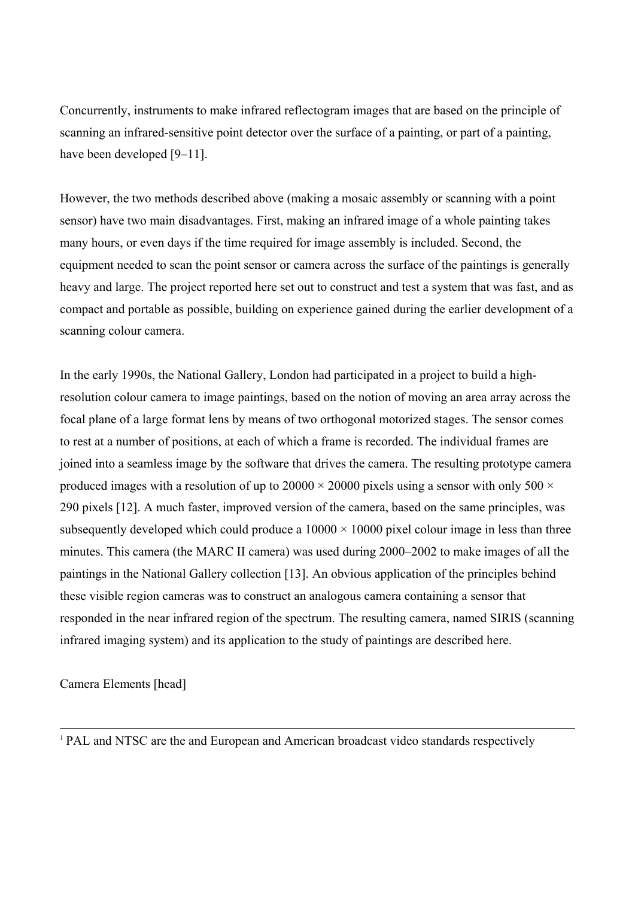Concurrently, instruments to make infrared reflectogram images that are based on the principle of scanning an infrared-sensitive point detector over the surface of a painting, or part of a painting, have been developed [9–11].

However, the two methods described above (making a mosaic assembly or scanning with a point sensor) have two main disadvantages. First, making an infrared image of a whole painting takes many hours, or even days if the time required for image assembly is included. Second, the equipment needed to scan the point sensor or camera across the surface of the paintings is generally heavy and large. The project reported here set out to construct and test a system that was fast, and as compact and portable as possible, building on experience gained during the earlier development of a scanning colour camera.

In the early 1990s, the National Gallery, London had participated in a project to build a high-resolution colour camera to image paintings, based on the notion of moving an area array across the focal plane of a large format lens by means of two orthogonal motorized stages. The sensor comes to rest at a number of positions, at each of which a frame is recorded. The individual frames are joined into a seamless image by the software that drives the camera. The resulting prototype camera produced images with a resolution of up to 20000 × 20000 pixels using a sensor with only 500 × 290 pixels [12]. A much faster, improved version of the camera, based on the same principles, was subsequently developed which could produce a 10000 × 10000 pixel colour image in less than three minutes. This camera (the MARC II camera) was used during 2000–2002 to make images of all the paintings in the National Gallery collection [13]. An obvious application of the principles behind these visible region cameras was to construct an analogous camera containing a sensor that responded in the near infrared region of the spectrum. The resulting camera, named SIRIS (scanning infrared imaging system) and its application to the study of paintings are described here.

## Camera Elements [head]

---

[1] PAL and NTSC are the and European and American broadcast video standards respectively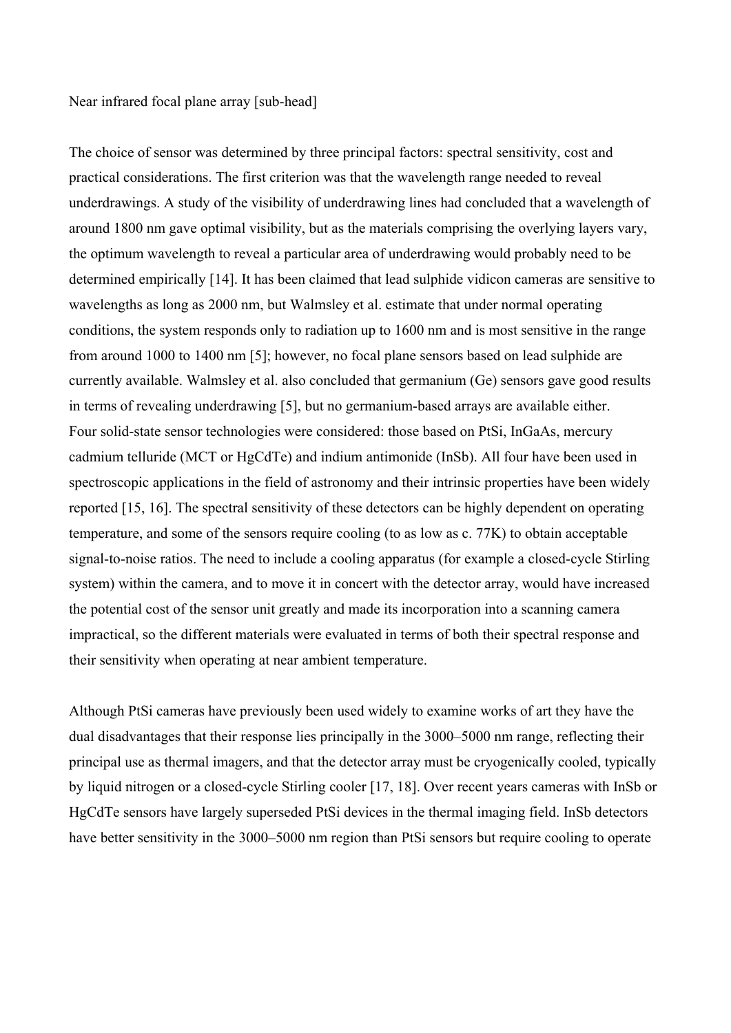Near infrared focal plane array [sub-head]

The choice of sensor was determined by three principal factors: spectral sensitivity, cost and practical considerations. The first criterion was that the wavelength range needed to reveal underdrawings. A study of the visibility of underdrawing lines had concluded that a wavelength of around 1800 nm gave optimal visibility, but as the materials comprising the overlying layers vary, the optimum wavelength to reveal a particular area of underdrawing would probably need to be determined empirically [14]. It has been claimed that lead sulphide vidicon cameras are sensitive to wavelengths as long as 2000 nm, but Walmsley et al. estimate that under normal operating conditions, the system responds only to radiation up to 1600 nm and is most sensitive in the range from around 1000 to 1400 nm [5]; however, no focal plane sensors based on lead sulphide are currently available. Walmsley et al. also concluded that germanium (Ge) sensors gave good results in terms of revealing underdrawing [5], but no germanium-based arrays are available either.
Four solid-state sensor technologies were considered: those based on PtSi, InGaAs, mercury cadmium telluride (MCT or HgCdTe) and indium antimonide (InSb). All four have been used in spectroscopic applications in the field of astronomy and their intrinsic properties have been widely reported [15, 16]. The spectral sensitivity of these detectors can be highly dependent on operating temperature, and some of the sensors require cooling (to as low as c. 77K) to obtain acceptable signal-to-noise ratios. The need to include a cooling apparatus (for example a closed-cycle Stirling system) within the camera, and to move it in concert with the detector array, would have increased the potential cost of the sensor unit greatly and made its incorporation into a scanning camera impractical, so the different materials were evaluated in terms of both their spectral response and their sensitivity when operating at near ambient temperature.

Although PtSi cameras have previously been used widely to examine works of art they have the dual disadvantages that their response lies principally in the 3000–5000 nm range, reflecting their principal use as thermal imagers, and that the detector array must be cryogenically cooled, typically by liquid nitrogen or a closed-cycle Stirling cooler [17, 18]. Over recent years cameras with InSb or HgCdTe sensors have largely superseded PtSi devices in the thermal imaging field. InSb detectors have better sensitivity in the 3000–5000 nm region than PtSi sensors but require cooling to operate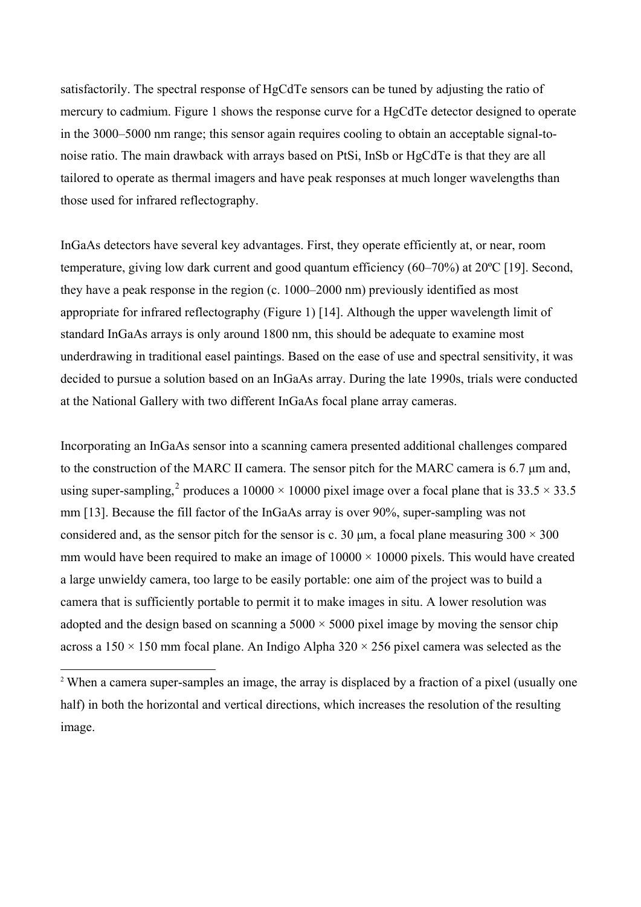satisfactorily. The spectral response of HgCdTe sensors can be tuned by adjusting the ratio of mercury to cadmium. Figure 1 shows the response curve for a HgCdTe detector designed to operate in the 3000–5000 nm range; this sensor again requires cooling to obtain an acceptable signal-to-noise ratio. The main drawback with arrays based on PtSi, InSb or HgCdTe is that they are all tailored to operate as thermal imagers and have peak responses at much longer wavelengths than those used for infrared reflectography.

InGaAs detectors have several key advantages. First, they operate efficiently at, or near, room temperature, giving low dark current and good quantum efficiency (60–70%) at 20ºC [19]. Second, they have a peak response in the region (c. 1000–2000 nm) previously identified as most appropriate for infrared reflectography (Figure 1) [14]. Although the upper wavelength limit of standard InGaAs arrays is only around 1800 nm, this should be adequate to examine most underdrawing in traditional easel paintings. Based on the ease of use and spectral sensitivity, it was decided to pursue a solution based on an InGaAs array. During the late 1990s, trials were conducted at the National Gallery with two different InGaAs focal plane array cameras.

Incorporating an InGaAs sensor into a scanning camera presented additional challenges compared to the construction of the MARC II camera. The sensor pitch for the MARC camera is 6.7 μm and, using super-sampling,[2] produces a 10000 × 10000 pixel image over a focal plane that is 33.5 × 33.5 mm [13]. Because the fill factor of the InGaAs array is over 90%, super-sampling was not considered and, as the sensor pitch for the sensor is c. 30 μm, a focal plane measuring 300 × 300 mm would have been required to make an image of 10000 × 10000 pixels. This would have created a large unwieldy camera, too large to be easily portable: one aim of the project was to build a camera that is sufficiently portable to permit it to make images in situ. A lower resolution was adopted and the design based on scanning a 5000 × 5000 pixel image by moving the sensor chip across a 150 × 150 mm focal plane. An Indigo Alpha 320 × 256 pixel camera was selected as the

[2] When a camera super-samples an image, the array is displaced by a fraction of a pixel (usually one half) in both the horizontal and vertical directions, which increases the resolution of the resulting image.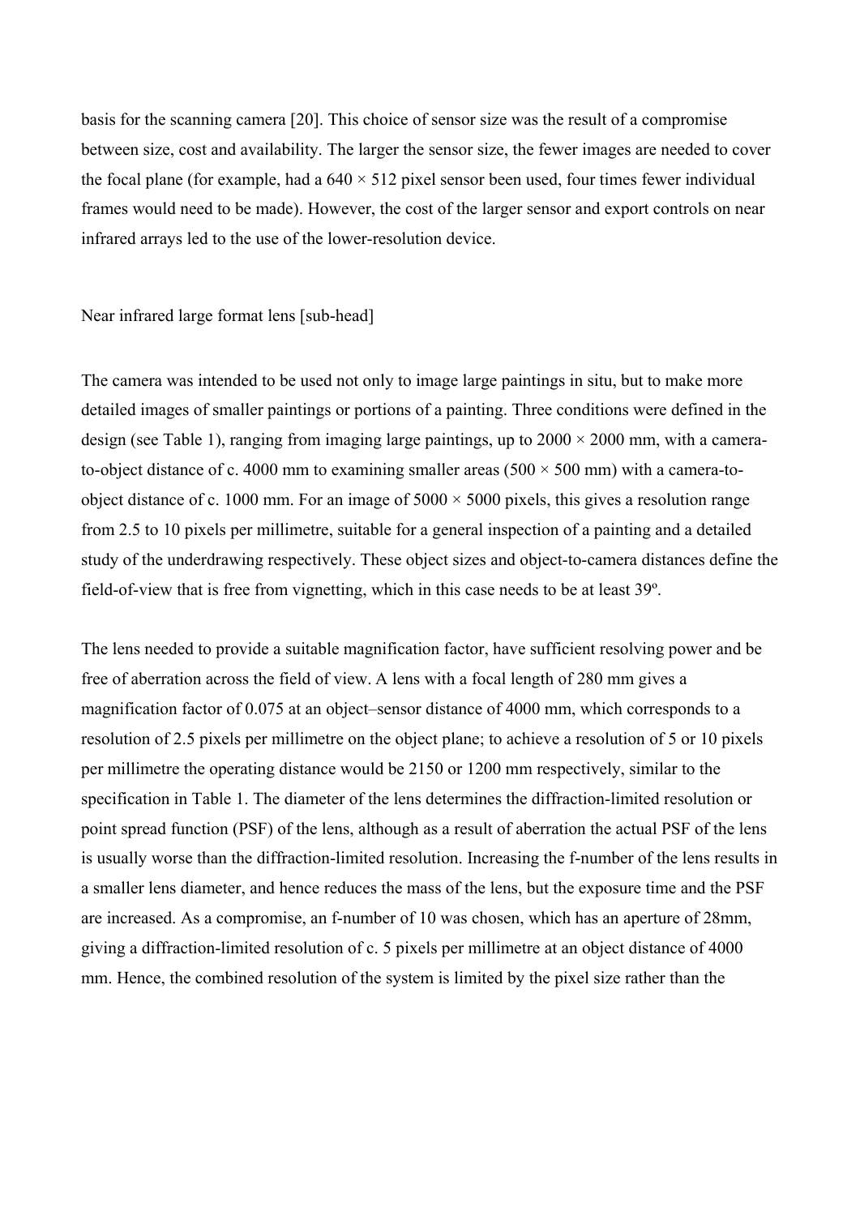basis for the scanning camera [20]. This choice of sensor size was the result of a compromise between size, cost and availability. The larger the sensor size, the fewer images are needed to cover the focal plane (for example, had a 640 × 512 pixel sensor been used, four times fewer individual frames would need to be made). However, the cost of the larger sensor and export controls on near infrared arrays led to the use of the lower-resolution device.

Near infrared large format lens [sub-head]

The camera was intended to be used not only to image large paintings in situ, but to make more detailed images of smaller paintings or portions of a painting. Three conditions were defined in the design (see Table 1), ranging from imaging large paintings, up to 2000 × 2000 mm, with a camera-to-object distance of c. 4000 mm to examining smaller areas (500 × 500 mm) with a camera-to-object distance of c. 1000 mm. For an image of 5000 × 5000 pixels, this gives a resolution range from 2.5 to 10 pixels per millimetre, suitable for a general inspection of a painting and a detailed study of the underdrawing respectively. These object sizes and object-to-camera distances define the field-of-view that is free from vignetting, which in this case needs to be at least 39º.

The lens needed to provide a suitable magnification factor, have sufficient resolving power and be free of aberration across the field of view. A lens with a focal length of 280 mm gives a magnification factor of 0.075 at an object–sensor distance of 4000 mm, which corresponds to a resolution of 2.5 pixels per millimetre on the object plane; to achieve a resolution of 5 or 10 pixels per millimetre the operating distance would be 2150 or 1200 mm respectively, similar to the specification in Table 1. The diameter of the lens determines the diffraction-limited resolution or point spread function (PSF) of the lens, although as a result of aberration the actual PSF of the lens is usually worse than the diffraction-limited resolution. Increasing the f-number of the lens results in a smaller lens diameter, and hence reduces the mass of the lens, but the exposure time and the PSF are increased. As a compromise, an f-number of 10 was chosen, which has an aperture of 28mm, giving a diffraction-limited resolution of c. 5 pixels per millimetre at an object distance of 4000 mm. Hence, the combined resolution of the system is limited by the pixel size rather than the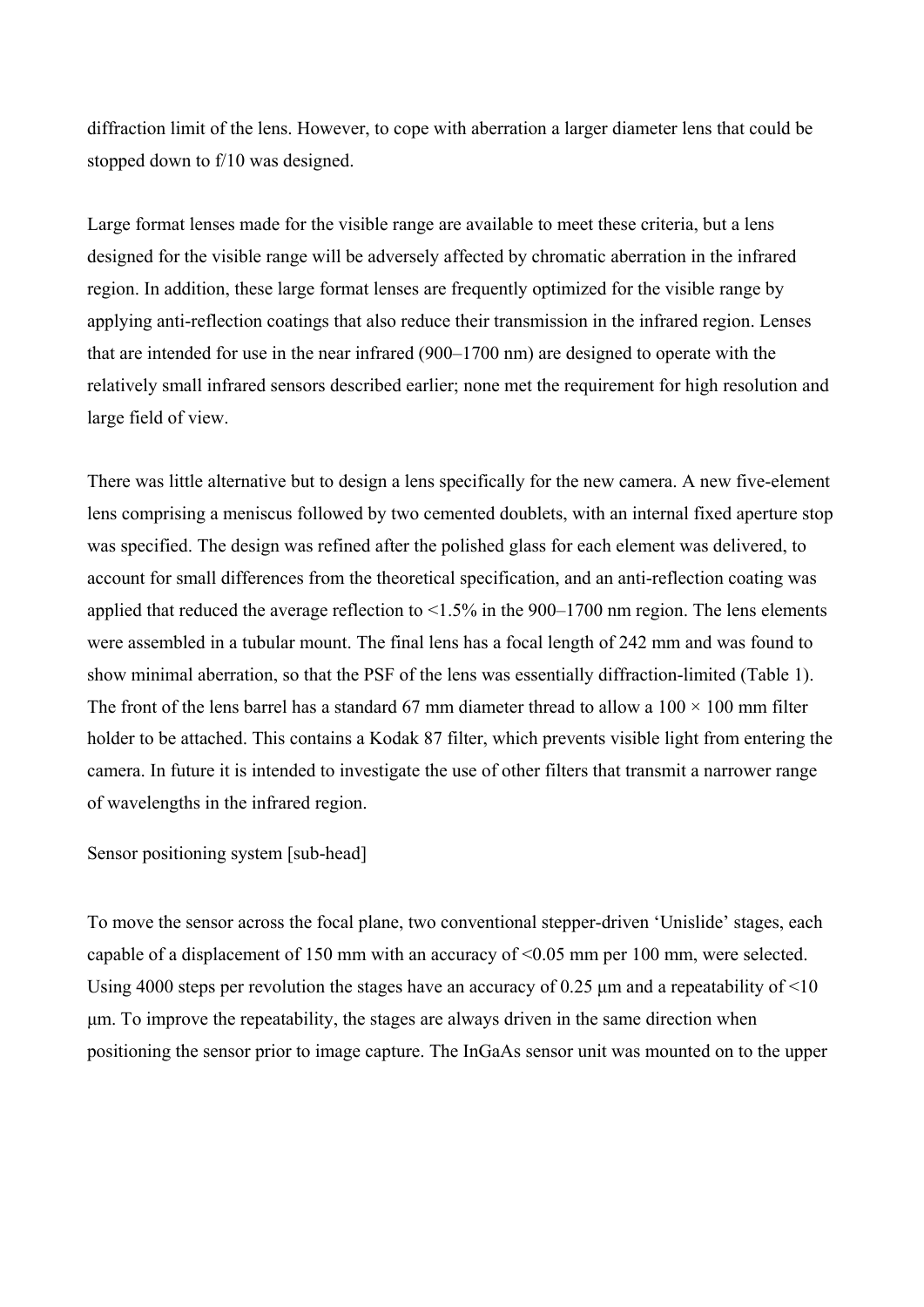diffraction limit of the lens. However, to cope with aberration a larger diameter lens that could be stopped down to f/10 was designed.

Large format lenses made for the visible range are available to meet these criteria, but a lens designed for the visible range will be adversely affected by chromatic aberration in the infrared region. In addition, these large format lenses are frequently optimized for the visible range by applying anti-reflection coatings that also reduce their transmission in the infrared region. Lenses that are intended for use in the near infrared (900–1700 nm) are designed to operate with the relatively small infrared sensors described earlier; none met the requirement for high resolution and large field of view.

There was little alternative but to design a lens specifically for the new camera. A new five-element lens comprising a meniscus followed by two cemented doublets, with an internal fixed aperture stop was specified. The design was refined after the polished glass for each element was delivered, to account for small differences from the theoretical specification, and an anti-reflection coating was applied that reduced the average reflection to <1.5% in the 900–1700 nm region. The lens elements were assembled in a tubular mount. The final lens has a focal length of 242 mm and was found to show minimal aberration, so that the PSF of the lens was essentially diffraction-limited (Table 1). The front of the lens barrel has a standard 67 mm diameter thread to allow a 100 × 100 mm filter holder to be attached. This contains a Kodak 87 filter, which prevents visible light from entering the camera. In future it is intended to investigate the use of other filters that transmit a narrower range of wavelengths in the infrared region.

Sensor positioning system [sub-head]

To move the sensor across the focal plane, two conventional stepper-driven 'Unislide' stages, each capable of a displacement of 150 mm with an accuracy of <0.05 mm per 100 mm, were selected. Using 4000 steps per revolution the stages have an accuracy of 0.25 μm and a repeatability of <10 μm. To improve the repeatability, the stages are always driven in the same direction when positioning the sensor prior to image capture. The InGaAs sensor unit was mounted on to the upper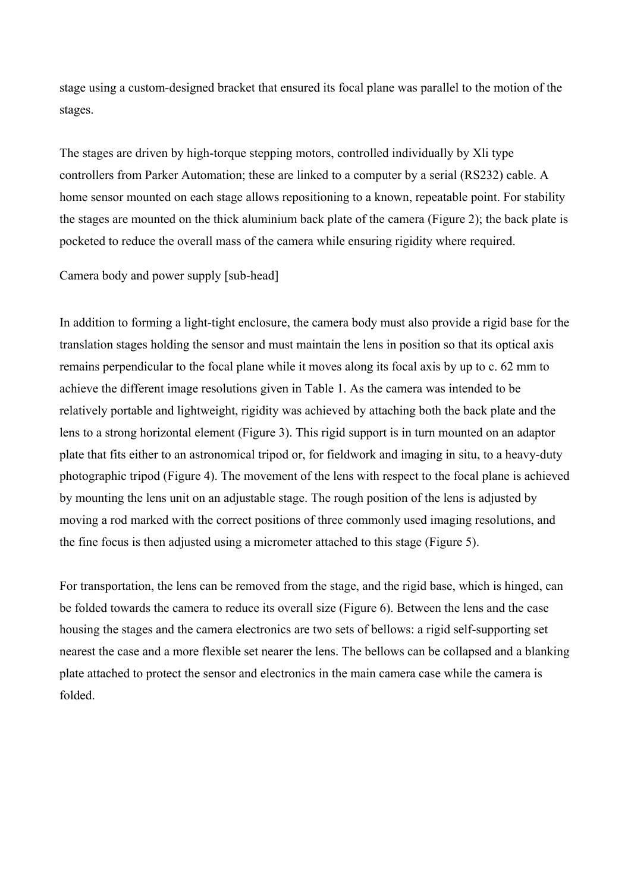stage using a custom-designed bracket that ensured its focal plane was parallel to the motion of the stages.

The stages are driven by high-torque stepping motors, controlled individually by Xli type controllers from Parker Automation; these are linked to a computer by a serial (RS232) cable. A home sensor mounted on each stage allows repositioning to a known, repeatable point. For stability the stages are mounted on the thick aluminium back plate of the camera (Figure 2); the back plate is pocketed to reduce the overall mass of the camera while ensuring rigidity where required.

Camera body and power supply [sub-head]

In addition to forming a light-tight enclosure, the camera body must also provide a rigid base for the translation stages holding the sensor and must maintain the lens in position so that its optical axis remains perpendicular to the focal plane while it moves along its focal axis by up to c. 62 mm to achieve the different image resolutions given in Table 1. As the camera was intended to be relatively portable and lightweight, rigidity was achieved by attaching both the back plate and the lens to a strong horizontal element (Figure 3). This rigid support is in turn mounted on an adaptor plate that fits either to an astronomical tripod or, for fieldwork and imaging in situ, to a heavy-duty photographic tripod (Figure 4). The movement of the lens with respect to the focal plane is achieved by mounting the lens unit on an adjustable stage. The rough position of the lens is adjusted by moving a rod marked with the correct positions of three commonly used imaging resolutions, and the fine focus is then adjusted using a micrometer attached to this stage (Figure 5).

For transportation, the lens can be removed from the stage, and the rigid base, which is hinged, can be folded towards the camera to reduce its overall size (Figure 6). Between the lens and the case housing the stages and the camera electronics are two sets of bellows: a rigid self-supporting set nearest the case and a more flexible set nearer the lens. The bellows can be collapsed and a blanking plate attached to protect the sensor and electronics in the main camera case while the camera is folded.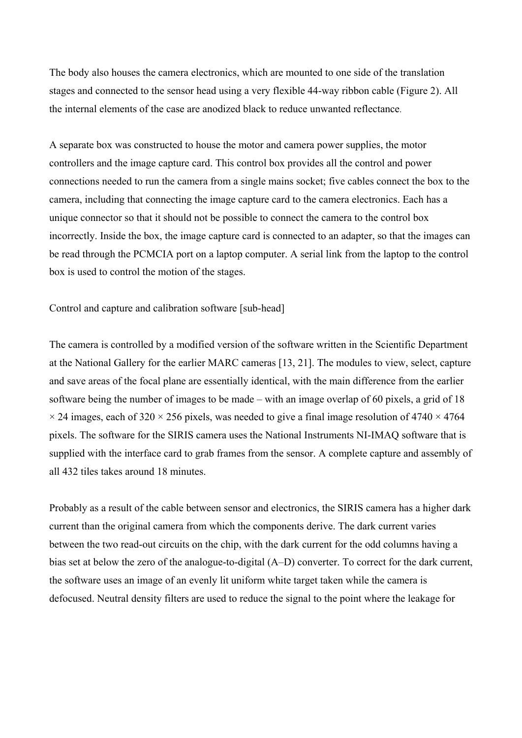The body also houses the camera electronics, which are mounted to one side of the translation stages and connected to the sensor head using a very flexible 44-way ribbon cable (Figure 2). All the internal elements of the case are anodized black to reduce unwanted reflectance.

A separate box was constructed to house the motor and camera power supplies, the motor controllers and the image capture card. This control box provides all the control and power connections needed to run the camera from a single mains socket; five cables connect the box to the camera, including that connecting the image capture card to the camera electronics. Each has a unique connector so that it should not be possible to connect the camera to the control box incorrectly. Inside the box, the image capture card is connected to an adapter, so that the images can be read through the PCMCIA port on a laptop computer. A serial link from the laptop to the control box is used to control the motion of the stages.

Control and capture and calibration software [sub-head]

The camera is controlled by a modified version of the software written in the Scientific Department at the National Gallery for the earlier MARC cameras [13, 21]. The modules to view, select, capture and save areas of the focal plane are essentially identical, with the main difference from the earlier software being the number of images to be made – with an image overlap of 60 pixels, a grid of 18 × 24 images, each of 320 × 256 pixels, was needed to give a final image resolution of 4740 × 4764 pixels. The software for the SIRIS camera uses the National Instruments NI-IMAQ software that is supplied with the interface card to grab frames from the sensor. A complete capture and assembly of all 432 tiles takes around 18 minutes.

Probably as a result of the cable between sensor and electronics, the SIRIS camera has a higher dark current than the original camera from which the components derive. The dark current varies between the two read-out circuits on the chip, with the dark current for the odd columns having a bias set at below the zero of the analogue-to-digital (A–D) converter. To correct for the dark current, the software uses an image of an evenly lit uniform white target taken while the camera is defocused. Neutral density filters are used to reduce the signal to the point where the leakage for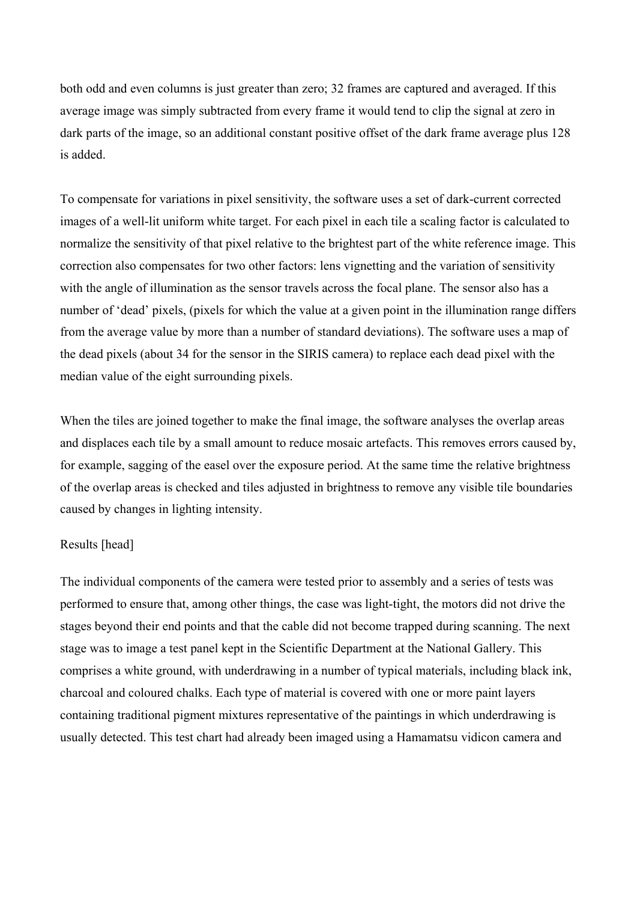both odd and even columns is just greater than zero; 32 frames are captured and averaged. If this average image was simply subtracted from every frame it would tend to clip the signal at zero in dark parts of the image, so an additional constant positive offset of the dark frame average plus 128 is added.

To compensate for variations in pixel sensitivity, the software uses a set of dark-current corrected images of a well-lit uniform white target. For each pixel in each tile a scaling factor is calculated to normalize the sensitivity of that pixel relative to the brightest part of the white reference image. This correction also compensates for two other factors: lens vignetting and the variation of sensitivity with the angle of illumination as the sensor travels across the focal plane. The sensor also has a number of 'dead' pixels, (pixels for which the value at a given point in the illumination range differs from the average value by more than a number of standard deviations). The software uses a map of the dead pixels (about 34 for the sensor in the SIRIS camera) to replace each dead pixel with the median value of the eight surrounding pixels.

When the tiles are joined together to make the final image, the software analyses the overlap areas and displaces each tile by a small amount to reduce mosaic artefacts. This removes errors caused by, for example, sagging of the easel over the exposure period. At the same time the relative brightness of the overlap areas is checked and tiles adjusted in brightness to remove any visible tile boundaries caused by changes in lighting intensity.

## Results [head]

The individual components of the camera were tested prior to assembly and a series of tests was performed to ensure that, among other things, the case was light-tight, the motors did not drive the stages beyond their end points and that the cable did not become trapped during scanning. The next stage was to image a test panel kept in the Scientific Department at the National Gallery. This comprises a white ground, with underdrawing in a number of typical materials, including black ink, charcoal and coloured chalks. Each type of material is covered with one or more paint layers containing traditional pigment mixtures representative of the paintings in which underdrawing is usually detected. This test chart had already been imaged using a Hamamatsu vidicon camera and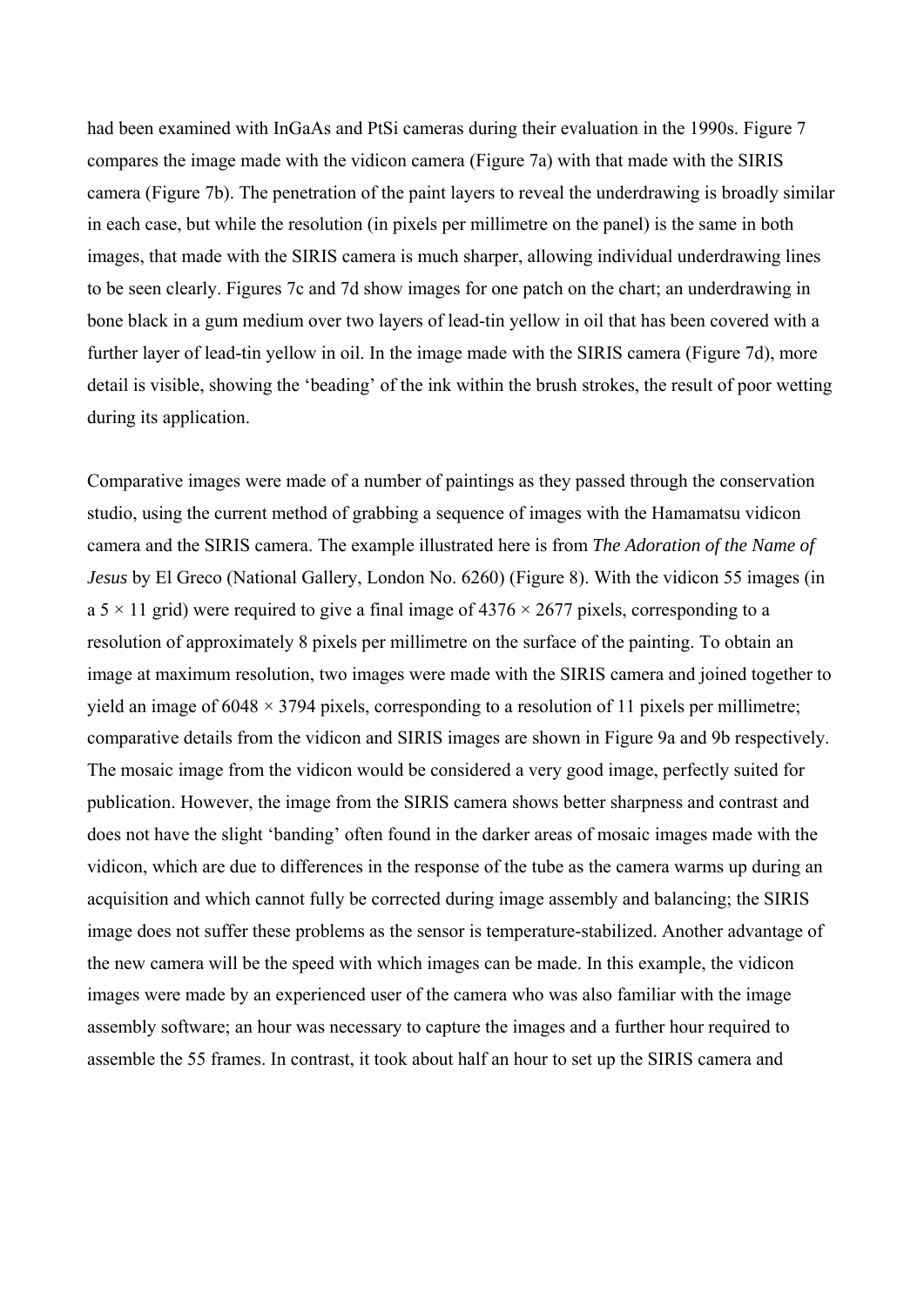had been examined with InGaAs and PtSi cameras during their evaluation in the 1990s. Figure 7 compares the image made with the vidicon camera (Figure 7a) with that made with the SIRIS camera (Figure 7b). The penetration of the paint layers to reveal the underdrawing is broadly similar in each case, but while the resolution (in pixels per millimetre on the panel) is the same in both images, that made with the SIRIS camera is much sharper, allowing individual underdrawing lines to be seen clearly. Figures 7c and 7d show images for one patch on the chart; an underdrawing in bone black in a gum medium over two layers of lead-tin yellow in oil that has been covered with a further layer of lead-tin yellow in oil. In the image made with the SIRIS camera (Figure 7d), more detail is visible, showing the 'beading' of the ink within the brush strokes, the result of poor wetting during its application.

Comparative images were made of a number of paintings as they passed through the conservation studio, using the current method of grabbing a sequence of images with the Hamamatsu vidicon camera and the SIRIS camera. The example illustrated here is from *The Adoration of the Name of Jesus* by El Greco (National Gallery, London No. 6260) (Figure 8). With the vidicon 55 images (in a 5 × 11 grid) were required to give a final image of 4376 × 2677 pixels, corresponding to a resolution of approximately 8 pixels per millimetre on the surface of the painting. To obtain an image at maximum resolution, two images were made with the SIRIS camera and joined together to yield an image of 6048 × 3794 pixels, corresponding to a resolution of 11 pixels per millimetre; comparative details from the vidicon and SIRIS images are shown in Figure 9a and 9b respectively. The mosaic image from the vidicon would be considered a very good image, perfectly suited for publication. However, the image from the SIRIS camera shows better sharpness and contrast and does not have the slight 'banding' often found in the darker areas of mosaic images made with the vidicon, which are due to differences in the response of the tube as the camera warms up during an acquisition and which cannot fully be corrected during image assembly and balancing; the SIRIS image does not suffer these problems as the sensor is temperature-stabilized. Another advantage of the new camera will be the speed with which images can be made. In this example, the vidicon images were made by an experienced user of the camera who was also familiar with the image assembly software; an hour was necessary to capture the images and a further hour required to assemble the 55 frames. In contrast, it took about half an hour to set up the SIRIS camera and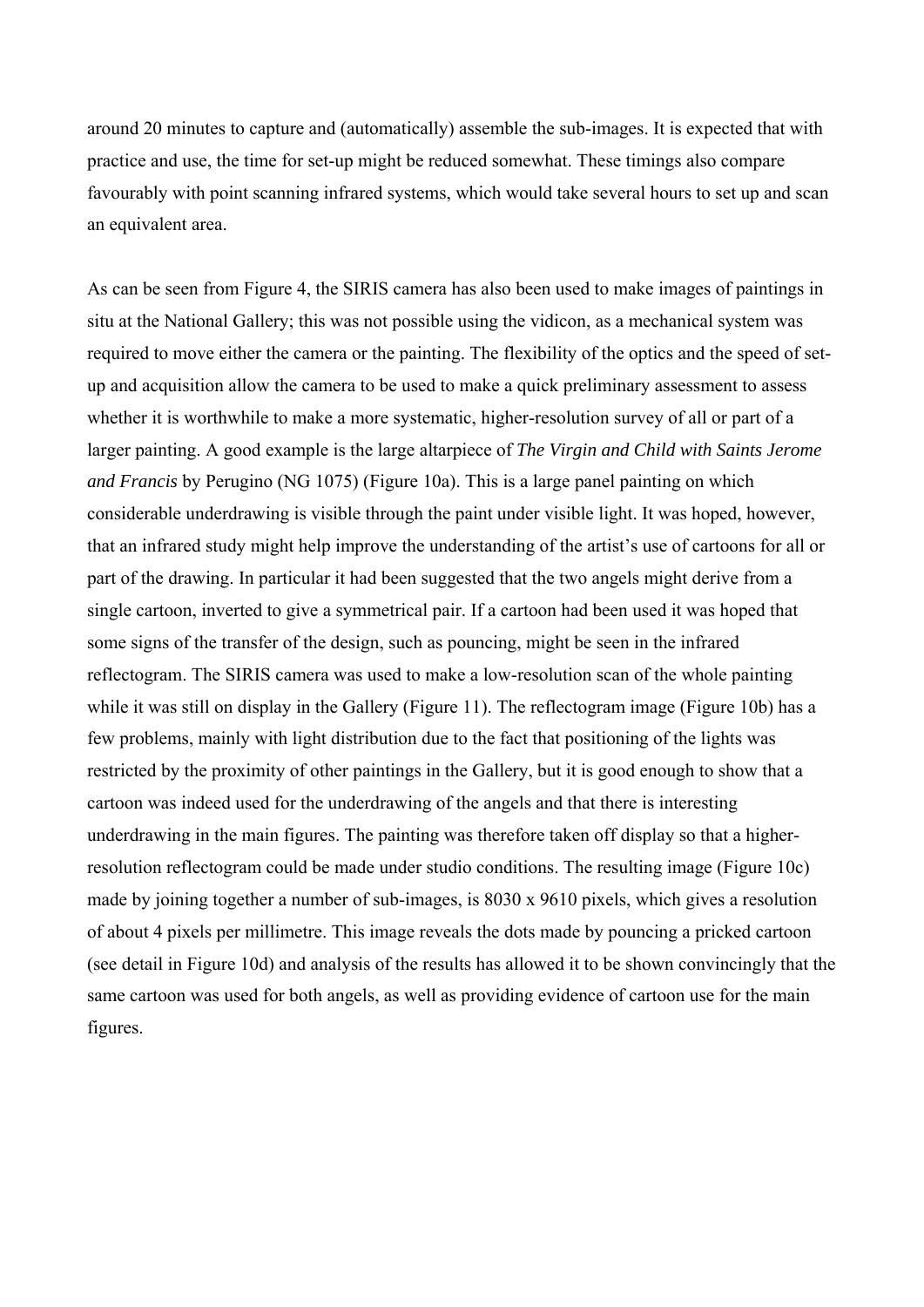around 20 minutes to capture and (automatically) assemble the sub-images. It is expected that with practice and use, the time for set-up might be reduced somewhat. These timings also compare favourably with point scanning infrared systems, which would take several hours to set up and scan an equivalent area.

As can be seen from Figure 4, the SIRIS camera has also been used to make images of paintings in situ at the National Gallery; this was not possible using the vidicon, as a mechanical system was required to move either the camera or the painting. The flexibility of the optics and the speed of set-up and acquisition allow the camera to be used to make a quick preliminary assessment to assess whether it is worthwhile to make a more systematic, higher-resolution survey of all or part of a larger painting. A good example is the large altarpiece of *The Virgin and Child with Saints Jerome and Francis* by Perugino (NG 1075) (Figure 10a). This is a large panel painting on which considerable underdrawing is visible through the paint under visible light. It was hoped, however, that an infrared study might help improve the understanding of the artist's use of cartoons for all or part of the drawing. In particular it had been suggested that the two angels might derive from a single cartoon, inverted to give a symmetrical pair. If a cartoon had been used it was hoped that some signs of the transfer of the design, such as pouncing, might be seen in the infrared reflectogram. The SIRIS camera was used to make a low-resolution scan of the whole painting while it was still on display in the Gallery (Figure 11). The reflectogram image (Figure 10b) has a few problems, mainly with light distribution due to the fact that positioning of the lights was restricted by the proximity of other paintings in the Gallery, but it is good enough to show that a cartoon was indeed used for the underdrawing of the angels and that there is interesting underdrawing in the main figures. The painting was therefore taken off display so that a higher-resolution reflectogram could be made under studio conditions. The resulting image (Figure 10c) made by joining together a number of sub-images, is 8030 x 9610 pixels, which gives a resolution of about 4 pixels per millimetre. This image reveals the dots made by pouncing a pricked cartoon (see detail in Figure 10d) and analysis of the results has allowed it to be shown convincingly that the same cartoon was used for both angels, as well as providing evidence of cartoon use for the main figures.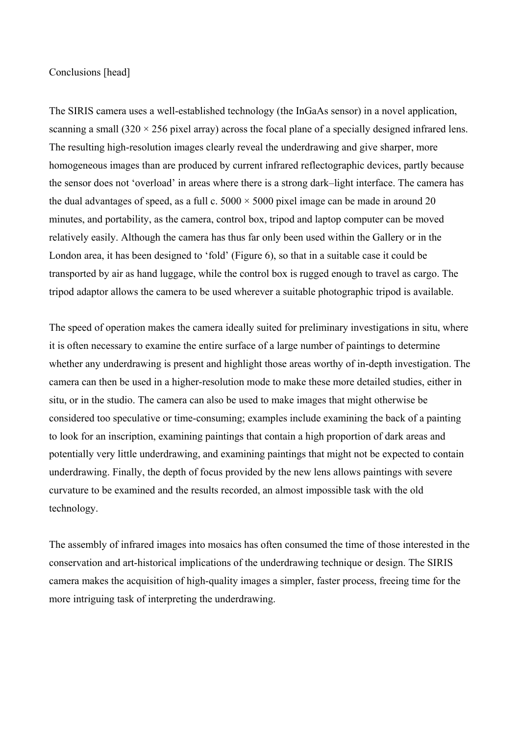Conclusions [head]

The SIRIS camera uses a well-established technology (the InGaAs sensor) in a novel application, scanning a small (320 × 256 pixel array) across the focal plane of a specially designed infrared lens. The resulting high-resolution images clearly reveal the underdrawing and give sharper, more homogeneous images than are produced by current infrared reflectographic devices, partly because the sensor does not 'overload' in areas where there is a strong dark–light interface. The camera has the dual advantages of speed, as a full c. 5000 × 5000 pixel image can be made in around 20 minutes, and portability, as the camera, control box, tripod and laptop computer can be moved relatively easily. Although the camera has thus far only been used within the Gallery or in the London area, it has been designed to 'fold' (Figure 6), so that in a suitable case it could be transported by air as hand luggage, while the control box is rugged enough to travel as cargo. The tripod adaptor allows the camera to be used wherever a suitable photographic tripod is available.

The speed of operation makes the camera ideally suited for preliminary investigations in situ, where it is often necessary to examine the entire surface of a large number of paintings to determine whether any underdrawing is present and highlight those areas worthy of in-depth investigation. The camera can then be used in a higher-resolution mode to make these more detailed studies, either in situ, or in the studio. The camera can also be used to make images that might otherwise be considered too speculative or time-consuming; examples include examining the back of a painting to look for an inscription, examining paintings that contain a high proportion of dark areas and potentially very little underdrawing, and examining paintings that might not be expected to contain underdrawing. Finally, the depth of focus provided by the new lens allows paintings with severe curvature to be examined and the results recorded, an almost impossible task with the old technology.

The assembly of infrared images into mosaics has often consumed the time of those interested in the conservation and art-historical implications of the underdrawing technique or design. The SIRIS camera makes the acquisition of high-quality images a simpler, faster process, freeing time for the more intriguing task of interpreting the underdrawing.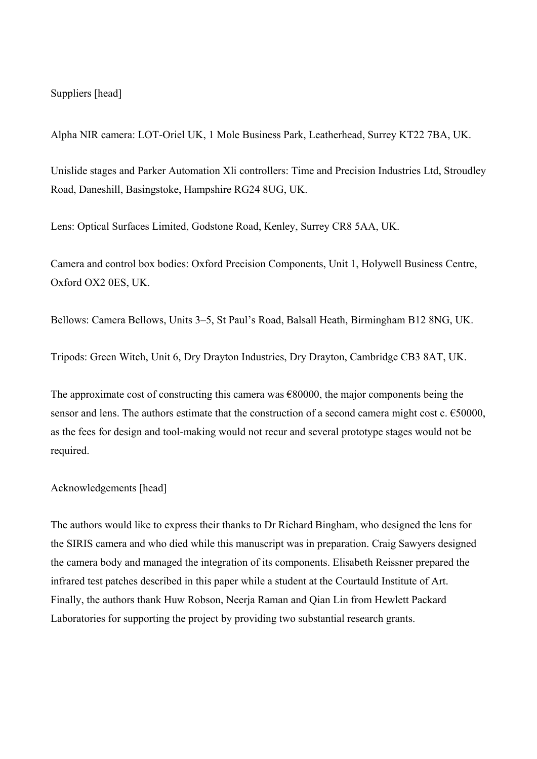## Suppliers [head]

Alpha NIR camera: LOT-Oriel UK, 1 Mole Business Park, Leatherhead, Surrey KT22 7BA, UK.

Unislide stages and Parker Automation Xli controllers: Time and Precision Industries Ltd, Stroudley Road, Daneshill, Basingstoke, Hampshire RG24 8UG, UK.

Lens: Optical Surfaces Limited, Godstone Road, Kenley, Surrey CR8 5AA, UK.

Camera and control box bodies: Oxford Precision Components, Unit 1, Holywell Business Centre, Oxford OX2 0ES, UK.

Bellows: Camera Bellows, Units 3–5, St Paul's Road, Balsall Heath, Birmingham B12 8NG, UK.

Tripods: Green Witch, Unit 6, Dry Drayton Industries, Dry Drayton, Cambridge CB3 8AT, UK.

The approximate cost of constructing this camera was €80000, the major components being the sensor and lens. The authors estimate that the construction of a second camera might cost c. €50000, as the fees for design and tool-making would not recur and several prototype stages would not be required.

## Acknowledgements [head]

The authors would like to express their thanks to Dr Richard Bingham, who designed the lens for the SIRIS camera and who died while this manuscript was in preparation. Craig Sawyers designed the camera body and managed the integration of its components. Elisabeth Reissner prepared the infrared test patches described in this paper while a student at the Courtauld Institute of Art. Finally, the authors thank Huw Robson, Neerja Raman and Qian Lin from Hewlett Packard Laboratories for supporting the project by providing two substantial research grants.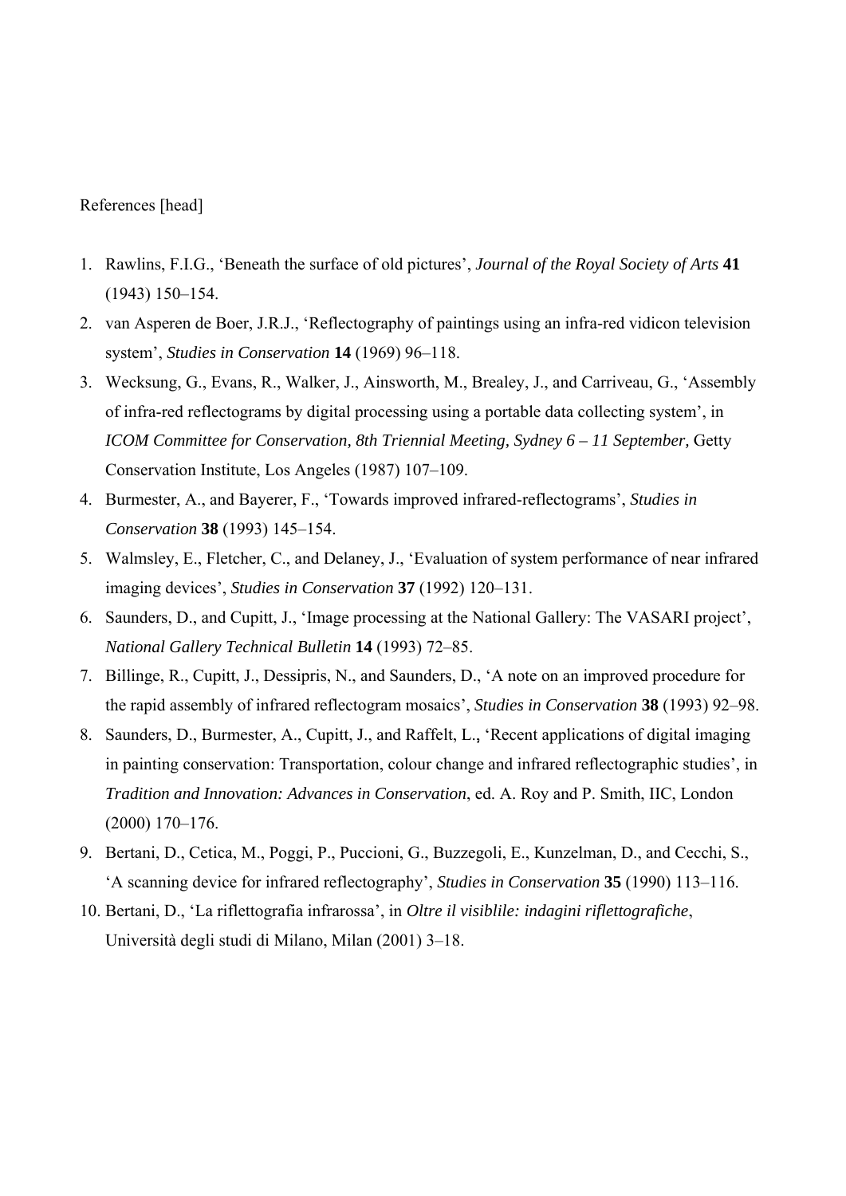References [head]

1. Rawlins, F.I.G., 'Beneath the surface of old pictures', *Journal of the Royal Society of Arts* **41** (1943) 150–154.
2. van Asperen de Boer, J.R.J., 'Reflectography of paintings using an infra-red vidicon television system', *Studies in Conservation* **14** (1969) 96–118.
3. Wecksung, G., Evans, R., Walker, J., Ainsworth, M., Brealey, J., and Carriveau, G., 'Assembly of infra-red reflectograms by digital processing using a portable data collecting system', in *ICOM Committee for Conservation, 8th Triennial Meeting, Sydney 6 – 11 September,* Getty Conservation Institute, Los Angeles (1987) 107–109.
4. Burmester, A., and Bayerer, F., 'Towards improved infrared-reflectograms', *Studies in Conservation* **38** (1993) 145–154.
5. Walmsley, E., Fletcher, C., and Delaney, J., 'Evaluation of system performance of near infrared imaging devices', *Studies in Conservation* **37** (1992) 120–131.
6. Saunders, D., and Cupitt, J., 'Image processing at the National Gallery: The VASARI project', *National Gallery Technical Bulletin* **14** (1993) 72–85.
7. Billinge, R., Cupitt, J., Dessipris, N., and Saunders, D., 'A note on an improved procedure for the rapid assembly of infrared reflectogram mosaics', *Studies in Conservation* **38** (1993) 92–98.
8. Saunders, D., Burmester, A., Cupitt, J., and Raffelt, L., 'Recent applications of digital imaging in painting conservation: Transportation, colour change and infrared reflectographic studies', in *Tradition and Innovation: Advances in Conservation*, ed. A. Roy and P. Smith, IIC, London (2000) 170–176.
9. Bertani, D., Cetica, M., Poggi, P., Puccioni, G., Buzzegoli, E., Kunzelman, D., and Cecchi, S., 'A scanning device for infrared reflectography', *Studies in Conservation* **35** (1990) 113–116.
10. Bertani, D., 'La riflettografia infrarossa', in *Oltre il visiblile: indagini riflettografiche*, Università degli studi di Milano, Milan (2001) 3–18.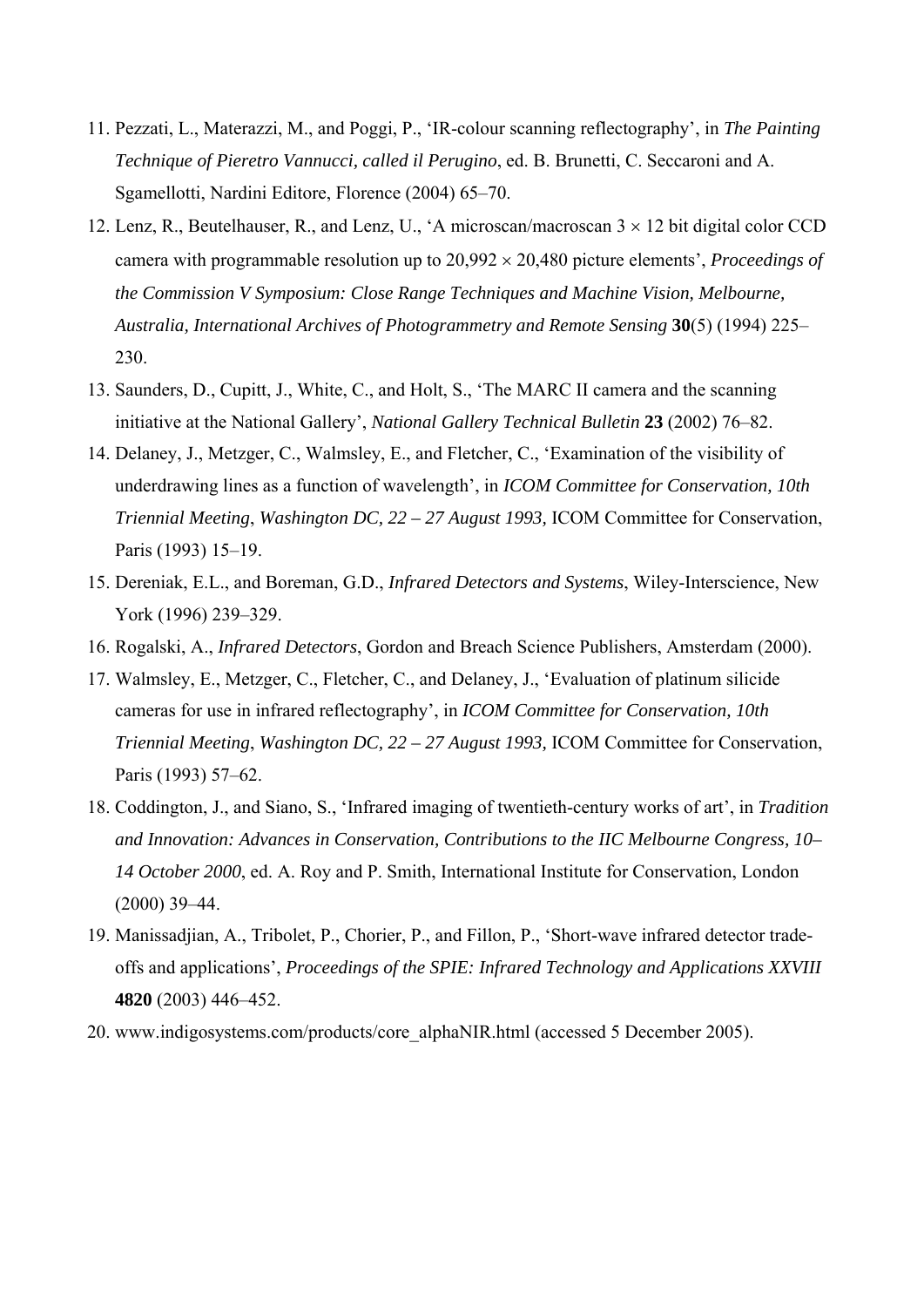11. Pezzati, L., Materazzi, M., and Poggi, P., 'IR-colour scanning reflectography', in *The Painting Technique of Pieretro Vannucci, called il Perugino*, ed. B. Brunetti, C. Seccaroni and A. Sgamellotti, Nardini Editore, Florence (2004) 65–70.
12. Lenz, R., Beutelhauser, R., and Lenz, U., 'A microscan/macroscan $3 \times 12$ bit digital color CCD camera with programmable resolution up to $20{,}992 \times 20{,}480$ picture elements', *Proceedings of the Commission V Symposium: Close Range Techniques and Machine Vision, Melbourne, Australia, International Archives of Photogrammetry and Remote Sensing* **30**(5) (1994) 225–230.
13. Saunders, D., Cupitt, J., White, C., and Holt, S., 'The MARC II camera and the scanning initiative at the National Gallery', *National Gallery Technical Bulletin* **23** (2002) 76–82.
14. Delaney, J., Metzger, C., Walmsley, E., and Fletcher, C., 'Examination of the visibility of underdrawing lines as a function of wavelength', in *ICOM Committee for Conservation, 10th Triennial Meeting*, *Washington DC, 22 – 27 August 1993,* ICOM Committee for Conservation, Paris (1993) 15–19.
15. Dereniak, E.L., and Boreman, G.D., *Infrared Detectors and Systems*, Wiley-Interscience, New York (1996) 239–329.
16. Rogalski, A., *Infrared Detectors*, Gordon and Breach Science Publishers, Amsterdam (2000).
17. Walmsley, E., Metzger, C., Fletcher, C., and Delaney, J., 'Evaluation of platinum silicide cameras for use in infrared reflectography', in *ICOM Committee for Conservation, 10th Triennial Meeting*, *Washington DC, 22 – 27 August 1993,* ICOM Committee for Conservation, Paris (1993) 57–62.
18. Coddington, J., and Siano, S., 'Infrared imaging of twentieth-century works of art', in *Tradition and Innovation: Advances in Conservation, Contributions to the IIC Melbourne Congress, 10–14 October 2000*, ed. A. Roy and P. Smith, International Institute for Conservation, London (2000) 39–44.
19. Manissadjian, A., Tribolet, P., Chorier, P., and Fillon, P., 'Short-wave infrared detector trade-offs and applications', *Proceedings of the SPIE: Infrared Technology and Applications XXVIII* **4820** (2003) 446–452.
20. www.indigosystems.com/products/core_alphaNIR.html (accessed 5 December 2005).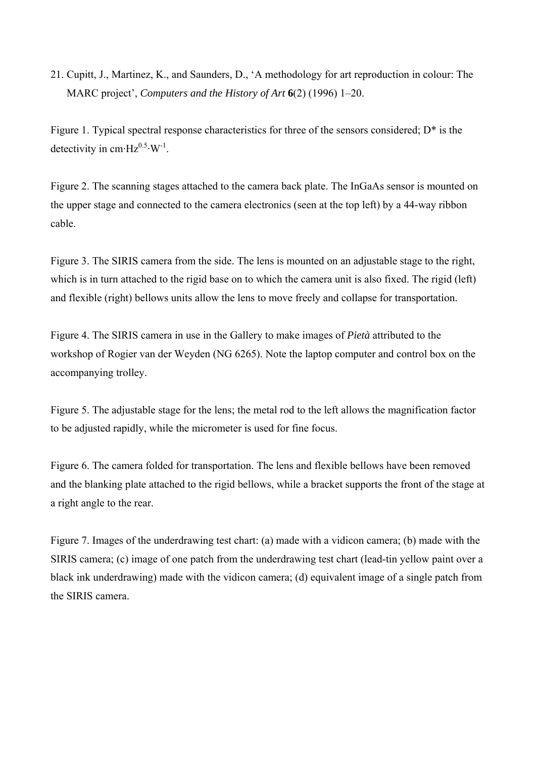21. Cupitt, J., Martinez, K., and Saunders, D., 'A methodology for art reproduction in colour: The MARC project', *Computers and the History of Art* **6**(2) (1996) 1–20.

Figure 1. Typical spectral response characteristics for three of the sensors considered; D* is the detectivity in cm·Hz$^{0.5}$·W$^{-1}$.

Figure 2. The scanning stages attached to the camera back plate. The InGaAs sensor is mounted on the upper stage and connected to the camera electronics (seen at the top left) by a 44-way ribbon cable.

Figure 3. The SIRIS camera from the side. The lens is mounted on an adjustable stage to the right, which is in turn attached to the rigid base on to which the camera unit is also fixed. The rigid (left) and flexible (right) bellows units allow the lens to move freely and collapse for transportation.

Figure 4. The SIRIS camera in use in the Gallery to make images of *Pietà* attributed to the workshop of Rogier van der Weyden (NG 6265). Note the laptop computer and control box on the accompanying trolley.

Figure 5. The adjustable stage for the lens; the metal rod to the left allows the magnification factor to be adjusted rapidly, while the micrometer is used for fine focus.

Figure 6. The camera folded for transportation. The lens and flexible bellows have been removed and the blanking plate attached to the rigid bellows, while a bracket supports the front of the stage at a right angle to the rear.

Figure 7. Images of the underdrawing test chart: (a) made with a vidicon camera; (b) made with the SIRIS camera; (c) image of one patch from the underdrawing test chart (lead-tin yellow paint over a black ink underdrawing) made with the vidicon camera; (d) equivalent image of a single patch from the SIRIS camera.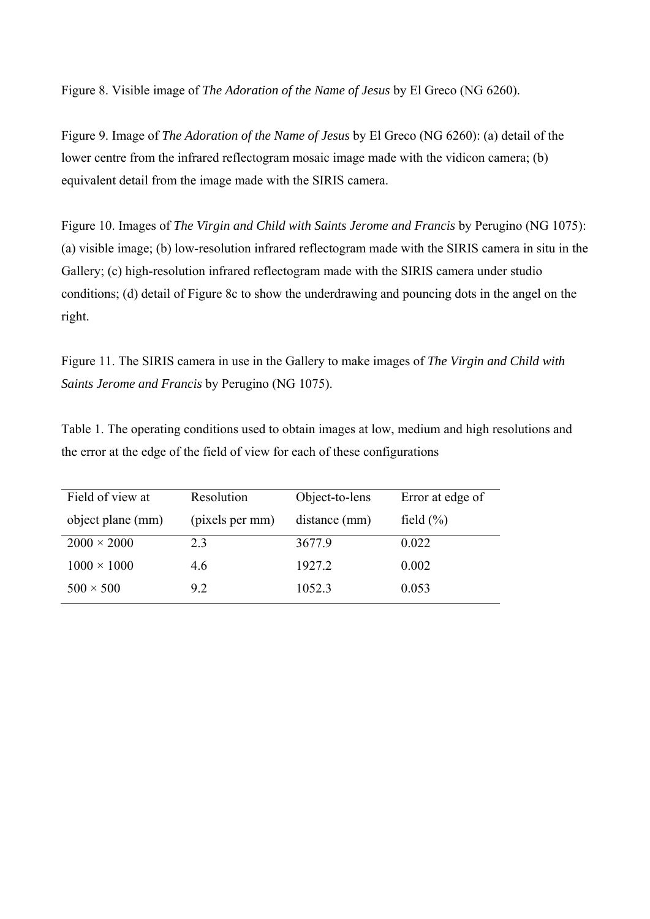Figure 8. Visible image of *The Adoration of the Name of Jesus* by El Greco (NG 6260).

Figure 9. Image of *The Adoration of the Name of Jesus* by El Greco (NG 6260): (a) detail of the lower centre from the infrared reflectogram mosaic image made with the vidicon camera; (b) equivalent detail from the image made with the SIRIS camera.

Figure 10. Images of *The Virgin and Child with Saints Jerome and Francis* by Perugino (NG 1075): (a) visible image; (b) low-resolution infrared reflectogram made with the SIRIS camera in situ in the Gallery; (c) high-resolution infrared reflectogram made with the SIRIS camera under studio conditions; (d) detail of Figure 8c to show the underdrawing and pouncing dots in the angel on the right.

Figure 11. The SIRIS camera in use in the Gallery to make images of *The Virgin and Child with Saints Jerome and Francis* by Perugino (NG 1075).

Table 1. The operating conditions used to obtain images at low, medium and high resolutions and the error at the edge of the field of view for each of these configurations

| Field of view at object plane (mm) | Resolution (pixels per mm) | Object-to-lens distance (mm) | Error at edge of field (%) |
|---|---|---|---|
| 2000 × 2000 | 2.3 | 3677.9 | 0.022 |
| 1000 × 1000 | 4.6 | 1927.2 | 0.002 |
| 500 × 500 | 9.2 | 1052.3 | 0.053 |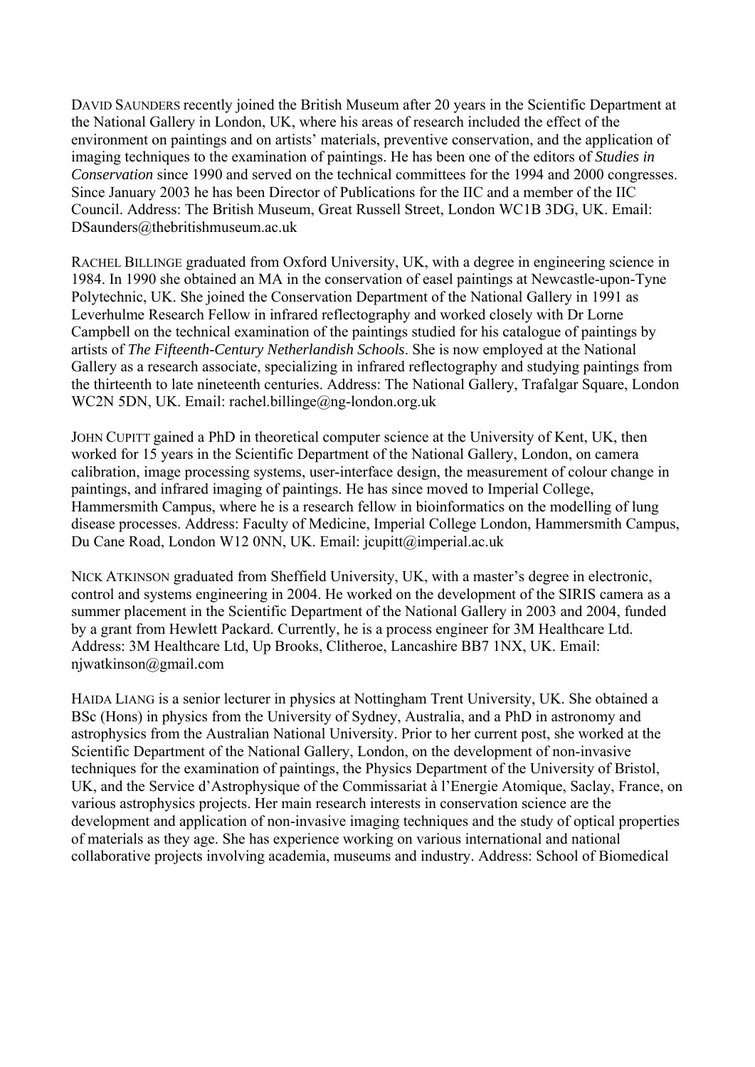DAVID SAUNDERS recently joined the British Museum after 20 years in the Scientific Department at the National Gallery in London, UK, where his areas of research included the effect of the environment on paintings and on artists' materials, preventive conservation, and the application of imaging techniques to the examination of paintings. He has been one of the editors of *Studies in Conservation* since 1990 and served on the technical committees for the 1994 and 2000 congresses. Since January 2003 he has been Director of Publications for the IIC and a member of the IIC Council. Address: The British Museum, Great Russell Street, London WC1B 3DG, UK. Email: DSaunders@thebritishmuseum.ac.uk

RACHEL BILLINGE graduated from Oxford University, UK, with a degree in engineering science in 1984. In 1990 she obtained an MA in the conservation of easel paintings at Newcastle-upon-Tyne Polytechnic, UK. She joined the Conservation Department of the National Gallery in 1991 as Leverhulme Research Fellow in infrared reflectography and worked closely with Dr Lorne Campbell on the technical examination of the paintings studied for his catalogue of paintings by artists of *The Fifteenth-Century Netherlandish Schools*. She is now employed at the National Gallery as a research associate, specializing in infrared reflectography and studying paintings from the thirteenth to late nineteenth centuries. Address: The National Gallery, Trafalgar Square, London WC2N 5DN, UK. Email: rachel.billinge@ng-london.org.uk

JOHN CUPITT gained a PhD in theoretical computer science at the University of Kent, UK, then worked for 15 years in the Scientific Department of the National Gallery, London, on camera calibration, image processing systems, user-interface design, the measurement of colour change in paintings, and infrared imaging of paintings. He has since moved to Imperial College, Hammersmith Campus, where he is a research fellow in bioinformatics on the modelling of lung disease processes. Address: Faculty of Medicine, Imperial College London, Hammersmith Campus, Du Cane Road, London W12 0NN, UK. Email: jcupitt@imperial.ac.uk

NICK ATKINSON graduated from Sheffield University, UK, with a master's degree in electronic, control and systems engineering in 2004. He worked on the development of the SIRIS camera as a summer placement in the Scientific Department of the National Gallery in 2003 and 2004, funded by a grant from Hewlett Packard. Currently, he is a process engineer for 3M Healthcare Ltd. Address: 3M Healthcare Ltd, Up Brooks, Clitheroe, Lancashire BB7 1NX, UK. Email: njwatkinson@gmail.com

HAIDA LIANG is a senior lecturer in physics at Nottingham Trent University, UK. She obtained a BSc (Hons) in physics from the University of Sydney, Australia, and a PhD in astronomy and astrophysics from the Australian National University. Prior to her current post, she worked at the Scientific Department of the National Gallery, London, on the development of non-invasive techniques for the examination of paintings, the Physics Department of the University of Bristol, UK, and the Service d'Astrophysique of the Commissariat à l'Energie Atomique, Saclay, France, on various astrophysics projects. Her main research interests in conservation science are the development and application of non-invasive imaging techniques and the study of optical properties of materials as they age. She has experience working on various international and national collaborative projects involving academia, museums and industry. Address: School of Biomedical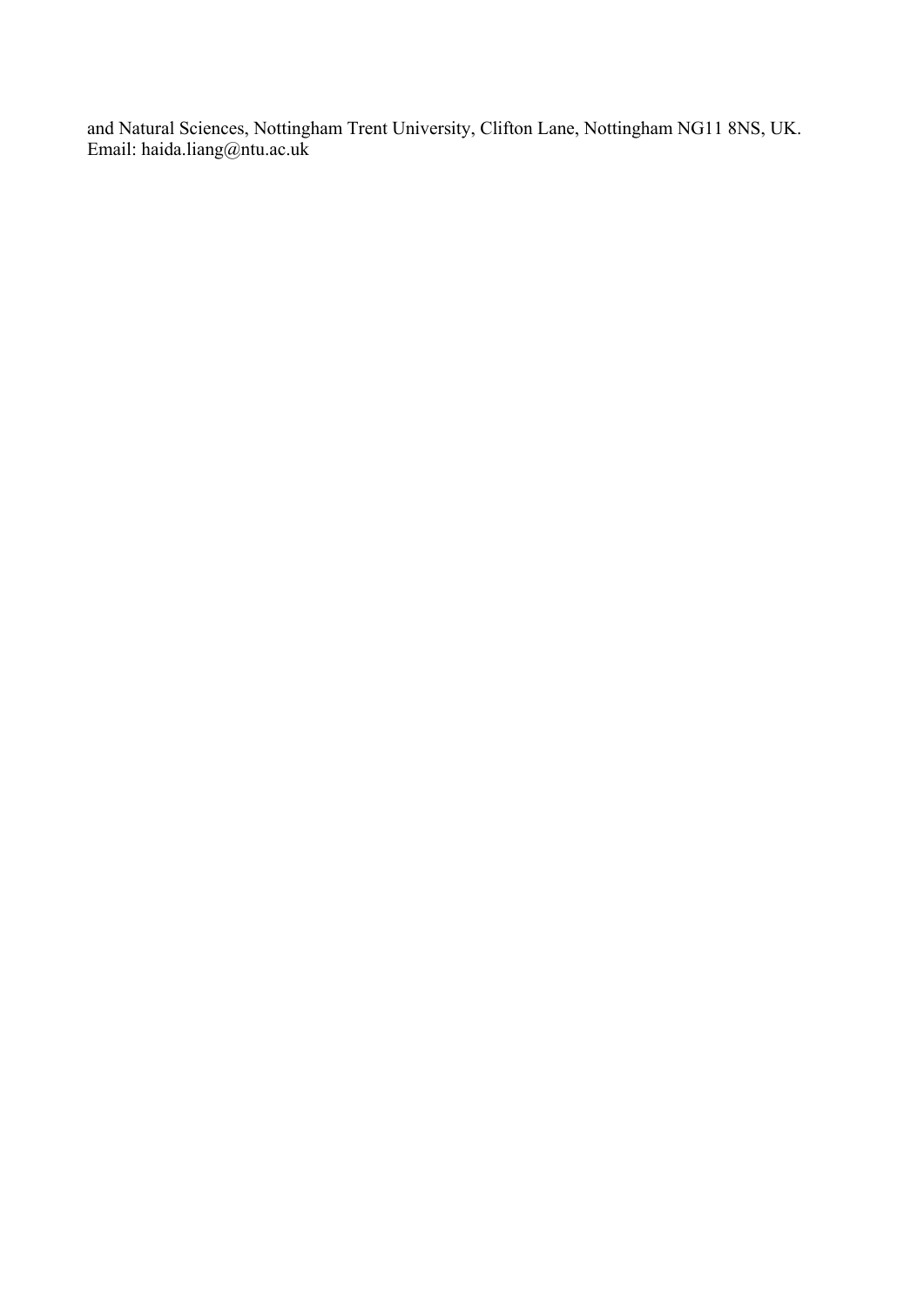and Natural Sciences, Nottingham Trent University, Clifton Lane, Nottingham NG11 8NS, UK. Email: haida.liang@ntu.ac.uk